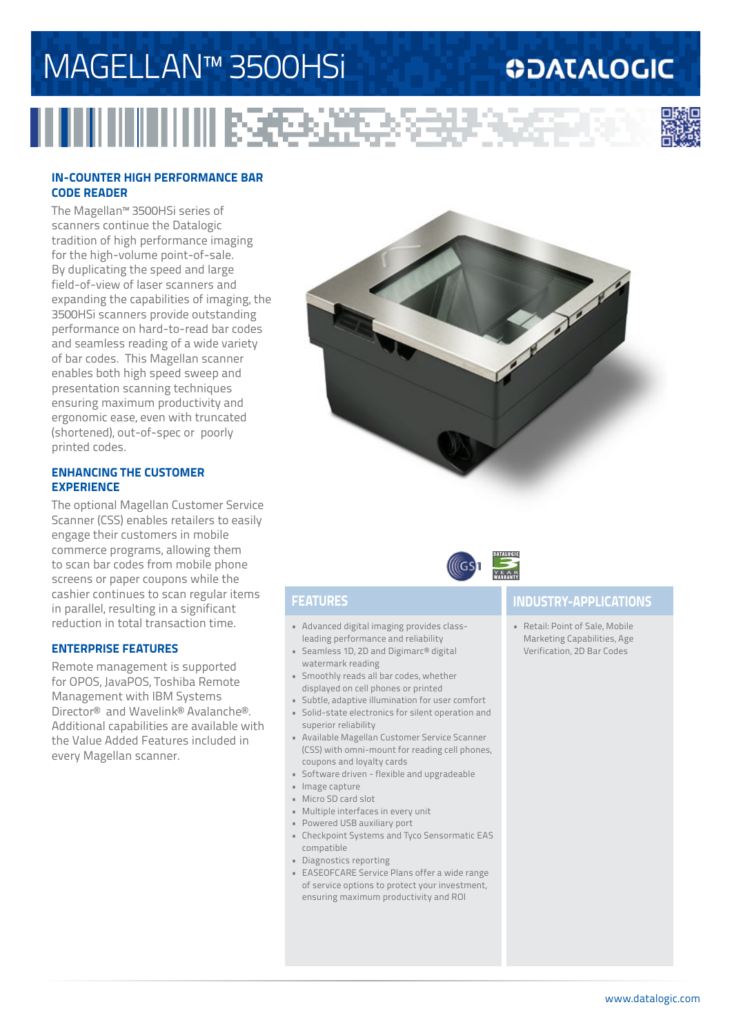# MAGELLAN™ 3500HSi

DATALOGIC

## IN-COUNTER HIGH PERFORMANCE BAR CODE READER

The Magellan™ 3500HSi series of scanners continue the Datalogic tradition of high performance imaging for the high-volume point-of-sale. By duplicating the speed and large field-of-view of laser scanners and expanding the capabilities of imaging, the 3500HSi scanners provide outstanding performance on hard-to-read bar codes and seamless reading of a wide variety of bar codes. This Magellan scanner enables both high speed sweep and presentation scanning techniques ensuring maximum productivity and ergonomic ease, even with truncated (shortened), out-of-spec or poorly printed codes.

## ENHANCING THE CUSTOMER EXPERIENCE

The optional Magellan Customer Service Scanner (CSS) enables retailers to easily engage their customers in mobile commerce programs, allowing them to scan bar codes from mobile phone screens or paper coupons while the cashier continues to scan regular items in parallel, resulting in a significant reduction in total transaction time.

## ENTERPRISE FEATURES

Remote management is supported for OPOS, JavaPOS, Toshiba Remote Management with IBM Systems Director® and Wavelink® Avalanche®. Additional capabilities are available with the Value Added Features included in every Magellan scanner.

## FEATURES

- Advanced digital imaging provides class-leading performance and reliability
- Seamless 1D, 2D and Digimarc® digital watermark reading
- Smoothly reads all bar codes, whether displayed on cell phones or printed
- Subtle, adaptive illumination for user comfort
- Solid-state electronics for silent operation and superior reliability
- Available Magellan Customer Service Scanner (CSS) with omni-mount for reading cell phones, coupons and loyalty cards
- Software driven - flexible and upgradeable
- Image capture
- Micro SD card slot
- Multiple interfaces in every unit
- Powered USB auxiliary port
- Checkpoint Systems and Tyco Sensormatic EAS compatible
- Diagnostics reporting
- EASEOFCARE Service Plans offer a wide range of service options to protect your investment, ensuring maximum productivity and ROI

## INDUSTRY-APPLICATIONS

- Retail: Point of Sale, Mobile Marketing Capabilities, Age Verification, 2D Bar Codes

www.datalogic.com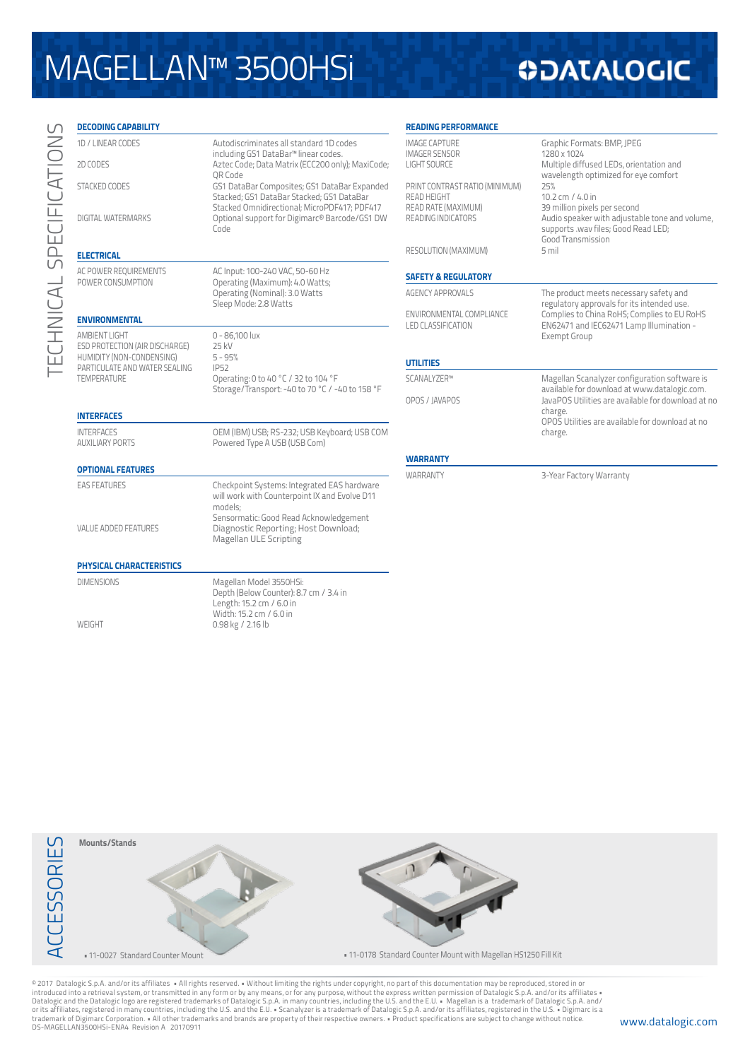# MAGELLAN™ 3500HSi

DATALOGIC

## TECHNICAL SPECIFICATIONS

### DECODING CAPABILITY

| | |
|---|---|
| 1D / LINEAR CODES | Autodiscriminates all standard 1D codes including GS1 DataBar™ linear codes. |
| 2D CODES | Aztec Code; Data Matrix (ECC200 only); MaxiCode; QR Code |
| STACKED CODES | GS1 DataBar Composites; GS1 DataBar Expanded Stacked; GS1 DataBar Stacked; GS1 DataBar Stacked Omnidirectional; MicroPDF417; PDF417 |
| DIGITAL WATERMARKS | Optional support for Digimarc® Barcode/GS1 DW Code |

### ELECTRICAL

| | |
|---|---|
| AC POWER REQUIREMENTS | AC Input: 100-240 VAC, 50-60 Hz |
| POWER CONSUMPTION | Operating (Maximum): 4.0 Watts; Operating (Nominal): 3.0 Watts Sleep Mode: 2.8 Watts |

### ENVIRONMENTAL

| | |
|---|---|
| AMBIENT LIGHT | 0 - 86,100 lux |
| ESD PROTECTION (AIR DISCHARGE) | 25 kV |
| HUMIDITY (NON-CONDENSING) | 5 - 95% |
| PARTICULATE AND WATER SEALING | IP52 |
| TEMPERATURE | Operating: 0 to 40 °C / 32 to 104 °F Storage/Transport: -40 to 70 °C / -40 to 158 °F |

### INTERFACES

| | |
|---|---|
| INTERFACES | OEM (IBM) USB; RS-232; USB Keyboard; USB COM |
| AUXILIARY PORTS | Powered Type A USB (USB Com) |

### OPTIONAL FEATURES

| | |
|---|---|
| EAS FEATURES | Checkpoint Systems: Integrated EAS hardware will work with Counterpoint IX and Evolve D11 models; Sensormatic: Good Read Acknowledgement |
| VALUE ADDED FEATURES | Diagnostic Reporting; Host Download; Magellan ULE Scripting |

### PHYSICAL CHARACTERISTICS

| | |
|---|---|
| DIMENSIONS | Magellan Model 3550HSi: Depth (Below Counter): 8.7 cm / 3.4 in Length: 15.2 cm / 6.0 in Width: 15.2 cm / 6.0 in |
| WEIGHT | 0.98 kg / 2.16 lb |

### READING PERFORMANCE

| | |
|---|---|
| IMAGE CAPTURE | Graphic Formats: BMP, JPEG |
| IMAGER SENSOR | 1280 x 1024 |
| LIGHT SOURCE | Multiple diffused LEDs, orientation and wavelength optimized for eye comfort |
| PRINT CONTRAST RATIO (MINIMUM) | 25% |
| READ HEIGHT | 10.2 cm / 4.0 in |
| READ RATE (MAXIMUM) | 39 million pixels per second |
| READING INDICATORS | Audio speaker with adjustable tone and volume, supports .wav files; Good Read LED; Good Transmission |
| RESOLUTION (MAXIMUM) | 5 mil |

### SAFETY & REGULATORY

| | |
|---|---|
| AGENCY APPROVALS | The product meets necessary safety and regulatory approvals for its intended use. |
| ENVIRONMENTAL COMPLIANCE | Complies to China RoHS; Complies to EU RoHS |
| LED CLASSIFICATION | EN62471 and IEC62471 Lamp Illumination - Exempt Group |

### UTILITIES

| | |
|---|---|
| SCANALYZER™ | Magellan Scanalyzer configuration software is available for download at www.datalogic.com. |
| OPOS / JAVAPOS | JavaPOS Utilities are available for download at no charge. OPOS Utilities are available for download at no charge. |

### WARRANTY

| | |
|---|---|
| WARRANTY | 3-Year Factory Warranty |

## ACCESSORIES

**Mounts/Stands**

- 11-0027 Standard Counter Mount
- 11-0178 Standard Counter Mount with Magellan HS1250 Fill Kit

© 2017 Datalogic S.p.A. and/or its affiliates • All rights reserved. • Without limiting the rights under copyright, no part of this documentation may be reproduced, stored in or introduced into a retrieval system, or transmitted in any form or by any means, or for any purpose, without the express written permission of Datalogic S.p.A. and/or its affiliates • Datalogic and the Datalogic logo are registered trademarks of Datalogic S.p.A. in many countries, including the U.S. and the E.U. • Magellan is a trademark of Datalogic S.p.A. and/or its affiliates, registered in many countries, including the U.S. and the E.U. • Scanalyzer is a trademark of Datalogic S.p.A. and/or its affiliates, registered in the U.S. • Digimarc is a trademark of Digimarc Corporation. • All other trademarks and brands are property of their respective owners. • Product specifications are subject to change without notice.
DS-MAGELLAN3500HSi-ENA4 Revision A 20170911

www.datalogic.com